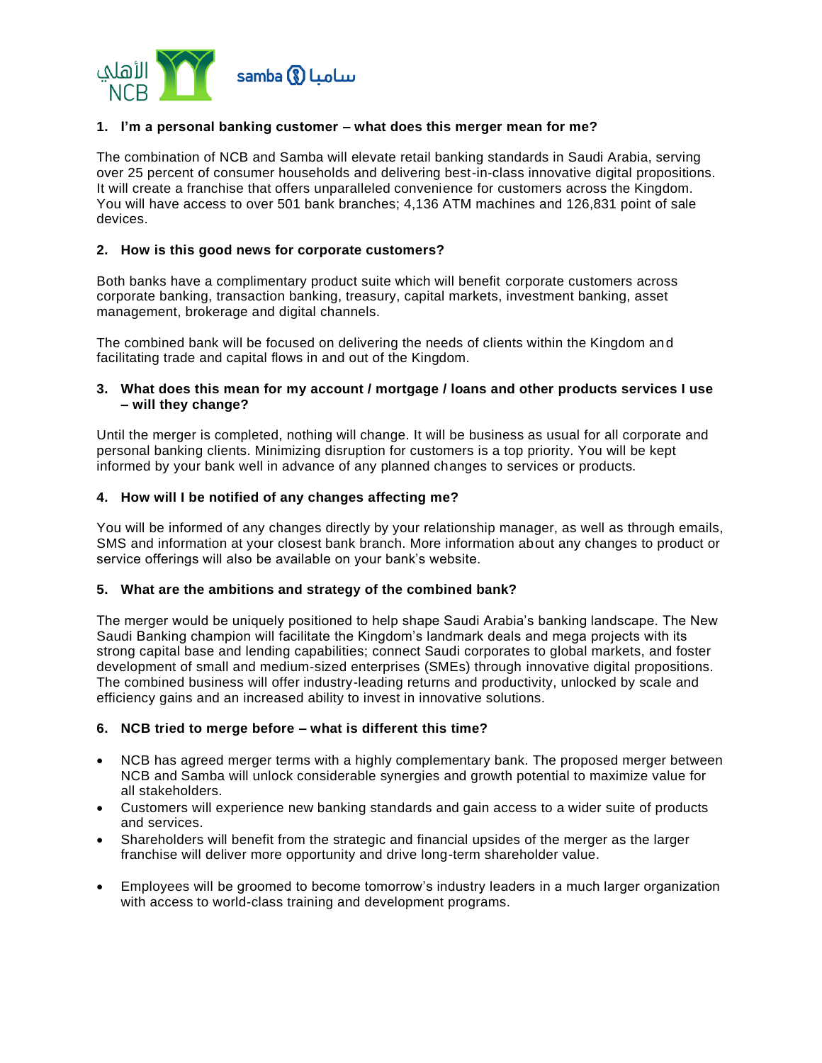**1. I'm a personal banking customer – what does this merger mean for me?**

The combination of NCB and Samba will elevate retail banking standards in Saudi Arabia, serving over 25 percent of consumer households and delivering best-in-class innovative digital propositions. It will create a franchise that offers unparalleled convenience for customers across the Kingdom. You will have access to over 501 bank branches; 4,136 ATM machines and 126,831 point of sale devices.

**2. How is this good news for corporate customers?**

Both banks have a complimentary product suite which will benefit corporate customers across corporate banking, transaction banking, treasury, capital markets, investment banking, asset management, brokerage and digital channels.

The combined bank will be focused on delivering the needs of clients within the Kingdom and facilitating trade and capital flows in and out of the Kingdom.

**3. What does this mean for my account / mortgage / loans and other products services I use – will they change?**

Until the merger is completed, nothing will change. It will be business as usual for all corporate and personal banking clients. Minimizing disruption for customers is a top priority. You will be kept informed by your bank well in advance of any planned changes to services or products.

**4. How will I be notified of any changes affecting me?**

You will be informed of any changes directly by your relationship manager, as well as through emails, SMS and information at your closest bank branch. More information about any changes to product or service offerings will also be available on your bank's website.

**5. What are the ambitions and strategy of the combined bank?**

The merger would be uniquely positioned to help shape Saudi Arabia's banking landscape. The New Saudi Banking champion will facilitate the Kingdom's landmark deals and mega projects with its strong capital base and lending capabilities; connect Saudi corporates to global markets, and foster development of small and medium-sized enterprises (SMEs) through innovative digital propositions. The combined business will offer industry-leading returns and productivity, unlocked by scale and efficiency gains and an increased ability to invest in innovative solutions.

**6. NCB tried to merge before – what is different this time?**

- NCB has agreed merger terms with a highly complementary bank. The proposed merger between NCB and Samba will unlock considerable synergies and growth potential to maximize value for all stakeholders.
- Customers will experience new banking standards and gain access to a wider suite of products and services.
- Shareholders will benefit from the strategic and financial upsides of the merger as the larger franchise will deliver more opportunity and drive long-term shareholder value.
- Employees will be groomed to become tomorrow's industry leaders in a much larger organization with access to world-class training and development programs.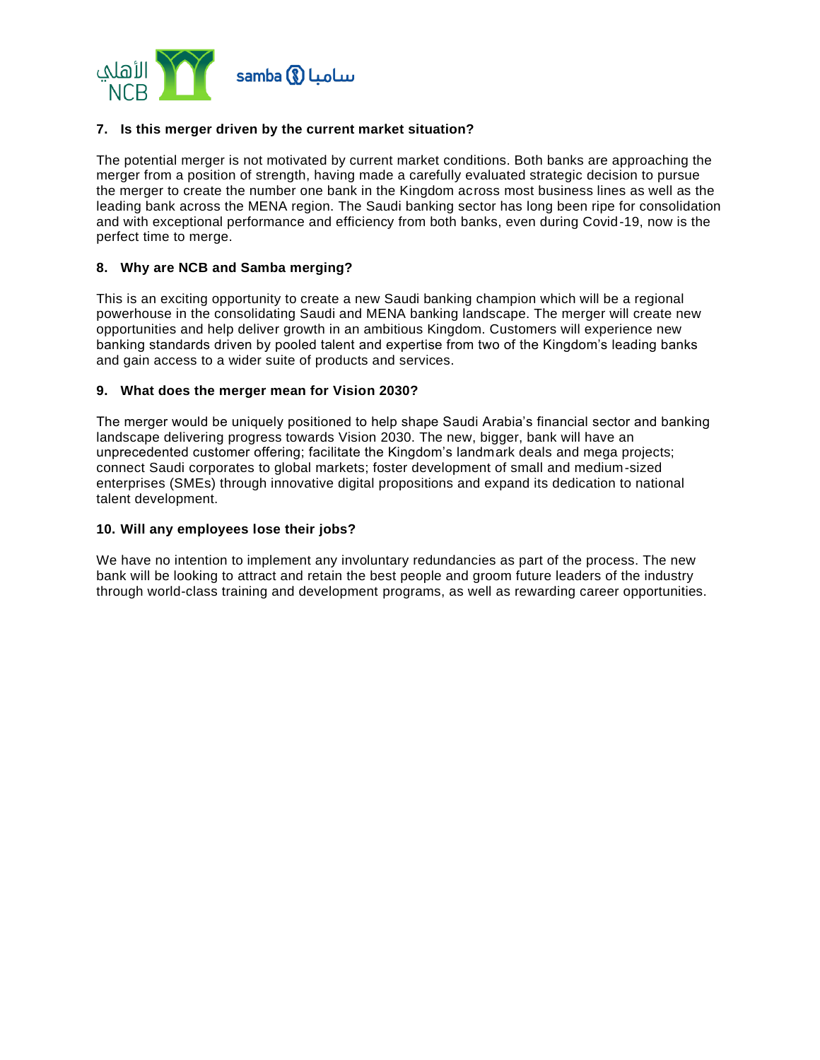**7. Is this merger driven by the current market situation?**

The potential merger is not motivated by current market conditions. Both banks are approaching the merger from a position of strength, having made a carefully evaluated strategic decision to pursue the merger to create the number one bank in the Kingdom across most business lines as well as the leading bank across the MENA region. The Saudi banking sector has long been ripe for consolidation and with exceptional performance and efficiency from both banks, even during Covid-19, now is the perfect time to merge.

**8. Why are NCB and Samba merging?**

This is an exciting opportunity to create a new Saudi banking champion which will be a regional powerhouse in the consolidating Saudi and MENA banking landscape. The merger will create new opportunities and help deliver growth in an ambitious Kingdom. Customers will experience new banking standards driven by pooled talent and expertise from two of the Kingdom's leading banks and gain access to a wider suite of products and services.

**9. What does the merger mean for Vision 2030?**

The merger would be uniquely positioned to help shape Saudi Arabia's financial sector and banking landscape delivering progress towards Vision 2030. The new, bigger, bank will have an unprecedented customer offering; facilitate the Kingdom's landmark deals and mega projects; connect Saudi corporates to global markets; foster development of small and medium-sized enterprises (SMEs) through innovative digital propositions and expand its dedication to national talent development.

**10. Will any employees lose their jobs?**

We have no intention to implement any involuntary redundancies as part of the process. The new bank will be looking to attract and retain the best people and groom future leaders of the industry through world-class training and development programs, as well as rewarding career opportunities.